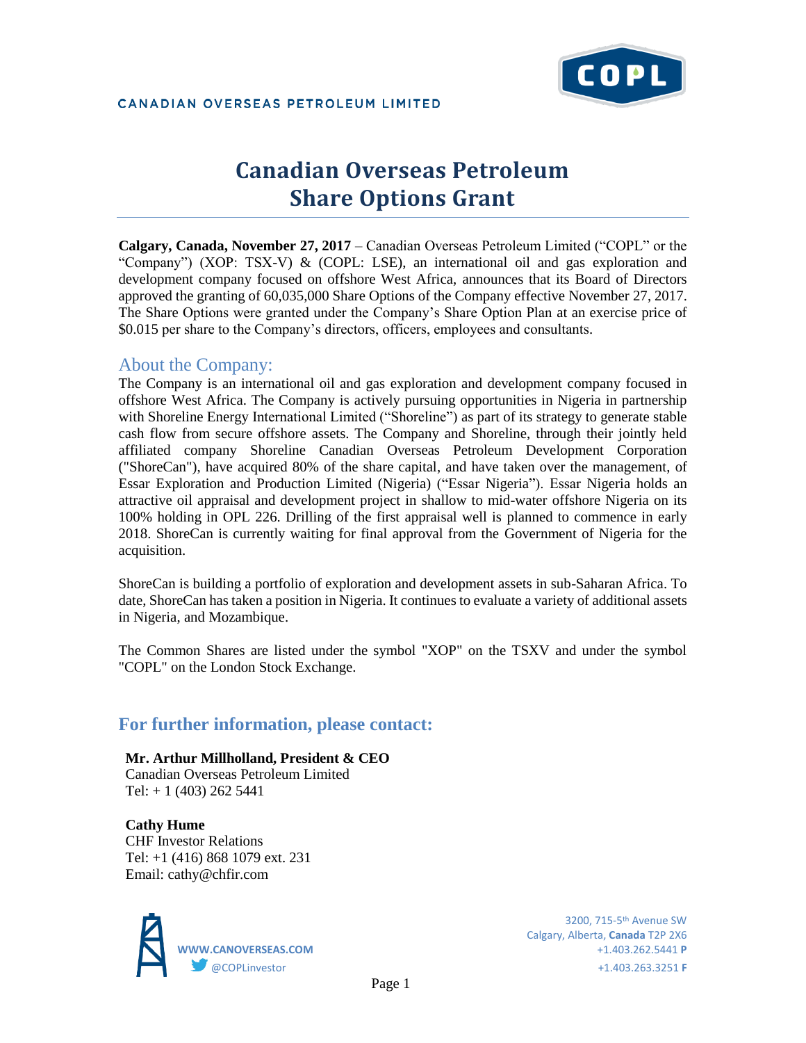CANADIAN OVERSEAS PETROLEUM LIMITED

# Canadian Overseas Petroleum
# Share Options Grant

**Calgary, Canada, November 27, 2017** – Canadian Overseas Petroleum Limited ("COPL" or the "Company") (XOP: TSX-V) & (COPL: LSE), an international oil and gas exploration and development company focused on offshore West Africa, announces that its Board of Directors approved the granting of 60,035,000 Share Options of the Company effective November 27, 2017. The Share Options were granted under the Company's Share Option Plan at an exercise price of $0.015 per share to the Company's directors, officers, employees and consultants.

## About the Company:

The Company is an international oil and gas exploration and development company focused in offshore West Africa. The Company is actively pursuing opportunities in Nigeria in partnership with Shoreline Energy International Limited ("Shoreline") as part of its strategy to generate stable cash flow from secure offshore assets. The Company and Shoreline, through their jointly held affiliated company Shoreline Canadian Overseas Petroleum Development Corporation ("ShoreCan"), have acquired 80% of the share capital, and have taken over the management, of Essar Exploration and Production Limited (Nigeria) ("Essar Nigeria"). Essar Nigeria holds an attractive oil appraisal and development project in shallow to mid-water offshore Nigeria on its 100% holding in OPL 226. Drilling of the first appraisal well is planned to commence in early 2018. ShoreCan is currently waiting for final approval from the Government of Nigeria for the acquisition.

ShoreCan is building a portfolio of exploration and development assets in sub-Saharan Africa. To date, ShoreCan has taken a position in Nigeria. It continues to evaluate a variety of additional assets in Nigeria, and Mozambique.

The Common Shares are listed under the symbol "XOP" on the TSXV and under the symbol "COPL" on the London Stock Exchange.

## For further information, please contact:

**Mr. Arthur Millholland, President & CEO**
Canadian Overseas Petroleum Limited
Tel: + 1 (403) 262 5441

**Cathy Hume**
CHF Investor Relations
Tel: +1 (416) 868 1079 ext. 231
Email: cathy@chfir.com

WWW.CANOVERSEAS.COM
@COPLinvestor

3200, 715-5th Avenue SW
Calgary, Alberta, **Canada** T2P 2X6
+1.403.262.5441 **P**
+1.403.263.3251 **F**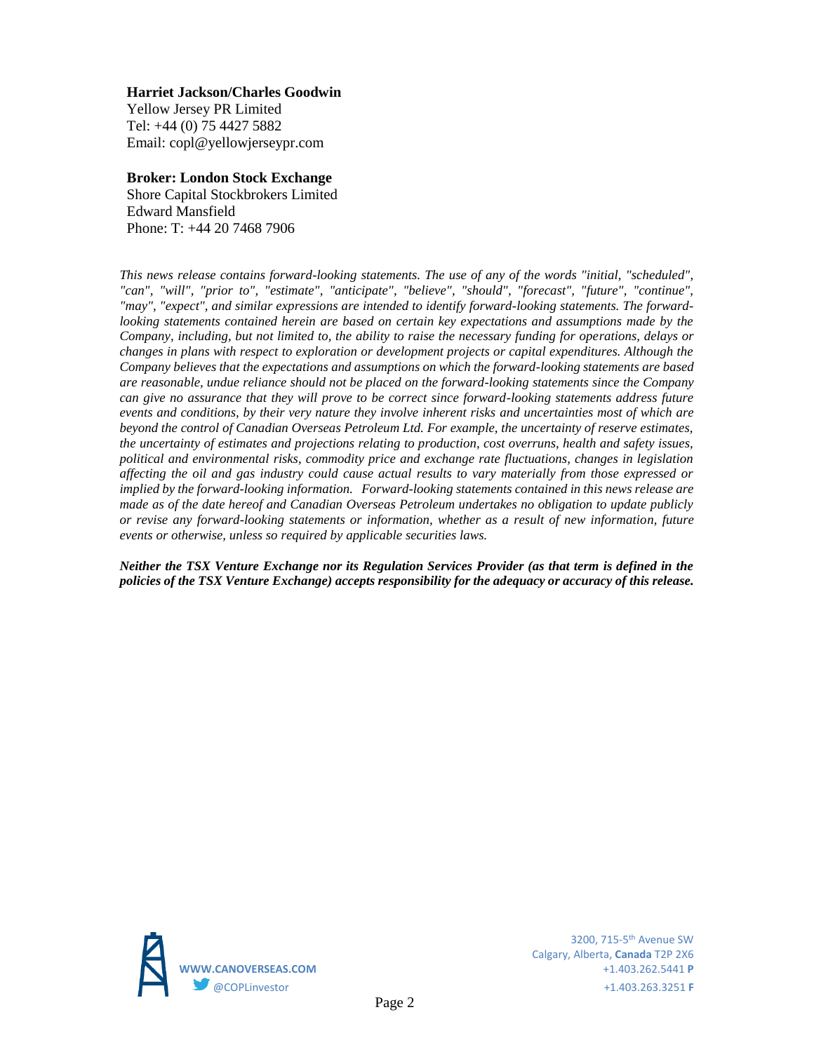**Harriet Jackson/Charles Goodwin**
Yellow Jersey PR Limited
Tel: +44 (0) 75 4427 5882
Email: copl@yellowjerseypr.com

**Broker: London Stock Exchange**
Shore Capital Stockbrokers Limited
Edward Mansfield
Phone: T: +44 20 7468 7906

*This news release contains forward-looking statements. The use of any of the words "initial, "scheduled", "can", "will", "prior to", "estimate", "anticipate", "believe", "should", "forecast", "future", "continue", "may", "expect", and similar expressions are intended to identify forward-looking statements. The forward-looking statements contained herein are based on certain key expectations and assumptions made by the Company, including, but not limited to, the ability to raise the necessary funding for operations, delays or changes in plans with respect to exploration or development projects or capital expenditures. Although the Company believes that the expectations and assumptions on which the forward-looking statements are based are reasonable, undue reliance should not be placed on the forward-looking statements since the Company can give no assurance that they will prove to be correct since forward-looking statements address future events and conditions, by their very nature they involve inherent risks and uncertainties most of which are beyond the control of Canadian Overseas Petroleum Ltd. For example, the uncertainty of reserve estimates, the uncertainty of estimates and projections relating to production, cost overruns, health and safety issues, political and environmental risks, commodity price and exchange rate fluctuations, changes in legislation affecting the oil and gas industry could cause actual results to vary materially from those expressed or implied by the forward-looking information. Forward-looking statements contained in this news release are made as of the date hereof and Canadian Overseas Petroleum undertakes no obligation to update publicly or revise any forward-looking statements or information, whether as a result of new information, future events or otherwise, unless so required by applicable securities laws.*

***Neither the TSX Venture Exchange nor its Regulation Services Provider (as that term is defined in the policies of the TSX Venture Exchange) accepts responsibility for the adequacy or accuracy of this release.***

WWW.CANOVERSEAS.COM
@COPLinvestor

3200, 715-5th Avenue SW
Calgary, Alberta, **Canada** T2P 2X6
+1.403.262.5441 **P**
+1.403.263.3251 **F**